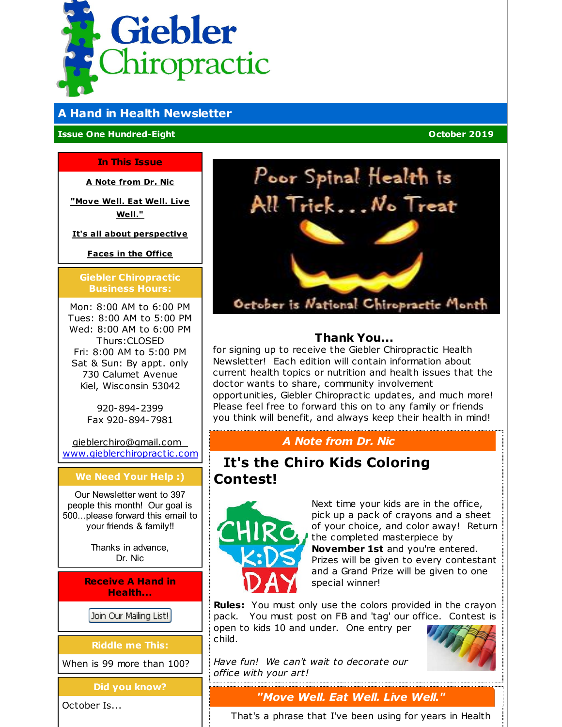# Giebler Chiropractic

## A Hand in Health Newsletter

**Issue One Hundred-Eight** | **October 2019**

**In This Issue**

- A Note from Dr. Nic
- "Move Well. Eat Well. Live Well."
- It's all about perspective
- Faces in the Office

**Giebler Chiropractic Business Hours:**

Mon: 8:00 AM to 6:00 PM
Tues: 8:00 AM to 5:00 PM
Wed: 8:00 AM to 6:00 PM
Thurs:CLOSED
Fri: 8:00 AM to 5:00 PM
Sat & Sun: By appt. only
730 Calumet Avenue
Kiel, Wisconsin 53042

920-894-2399
Fax 920-894-7981

gieblerchiro@gmail.com
www.gieblerchiropractic.com

**We Need Your Help :)**

Our Newsletter went to 397 people this month! Our goal is 500...please forward this email to your friends & family!!

Thanks in advance,
Dr. Nic

**Receive A Hand in Health...**

Join Our Mailing List!

**Riddle me This:**

When is 99 more than 100?

**Did you know?**

October Is...

Poor Spinal Health is All Trick...No Treat

October is National Chiropractic Month

### Thank You...

for signing up to receive the Giebler Chiropractic Health Newsletter! Each edition will contain information about current health topics or nutrition and health issues that the doctor wants to share, community involvement opportunities, Giebler Chiropractic updates, and much more! Please feel free to forward this on to any family or friends you think will benefit, and always keep their health in mind!

## *A Note from Dr. Nic*

### It's the Chiro Kids Coloring Contest!

CHIRO K:DS DAY

Next time your kids are in the office, pick up a pack of crayons and a sheet of your choice, and color away! Return the completed masterpiece by **November 1st** and you're entered. Prizes will be given to every contestant and a Grand Prize will be given to one special winner!

**Rules:** You must only use the colors provided in the crayon pack. You must post on FB and 'tag' our office. Contest is open to kids 10 and under. One entry per child.

*Have fun! We can't wait to decorate our office with your art!*

## *"Move Well. Eat Well. Live Well."*

That's a phrase that I've been using for years in Health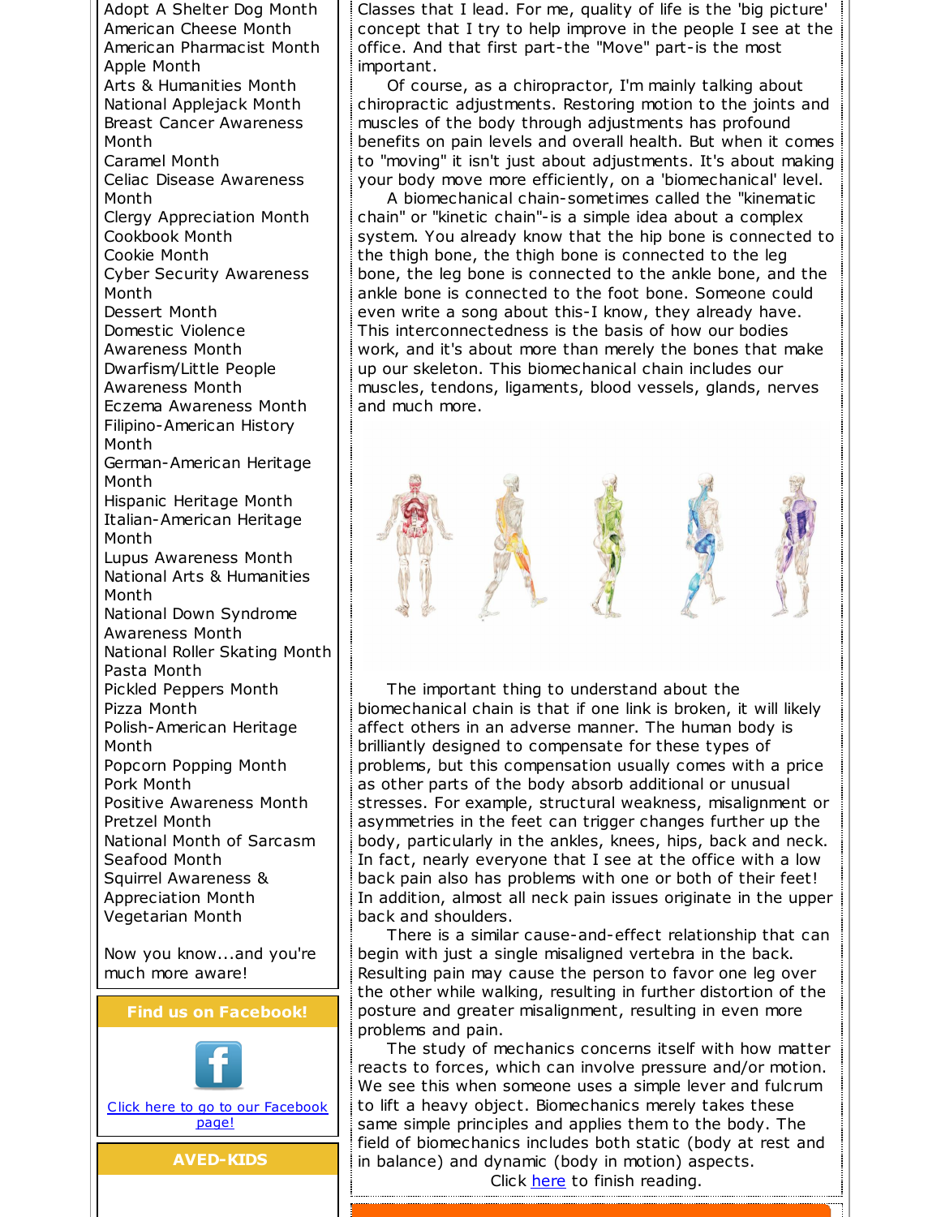Adopt A Shelter Dog Month
American Cheese Month
American Pharmacist Month
Apple Month
Arts & Humanities Month
National Applejack Month
Breast Cancer Awareness Month
Caramel Month
Celiac Disease Awareness Month
Clergy Appreciation Month
Cookbook Month
Cookie Month
Cyber Security Awareness Month
Dessert Month
Domestic Violence Awareness Month
Dwarfism/Little People Awareness Month
Eczema Awareness Month
Filipino-American History Month
German-American Heritage Month
Hispanic Heritage Month
Italian-American Heritage Month
Lupus Awareness Month
National Arts & Humanities Month
National Down Syndrome Awareness Month
National Roller Skating Month
Pasta Month
Pickled Peppers Month
Pizza Month
Polish-American Heritage Month
Popcorn Popping Month
Pork Month
Positive Awareness Month
Pretzel Month
National Month of Sarcasm
Seafood Month
Squirrel Awareness & Appreciation Month
Vegetarian Month

Now you know...and you're much more aware!

**Find us on Facebook!**

[Click here to go to our Facebook page!]

**AVED-KIDS**

Classes that I lead. For me, quality of life is the 'big picture' concept that I try to help improve in the people I see at the office. And that first part-the "Move" part-is the most important.

Of course, as a chiropractor, I'm mainly talking about chiropractic adjustments. Restoring motion to the joints and muscles of the body through adjustments has profound benefits on pain levels and overall health. But when it comes to "moving" it isn't just about adjustments. It's about making your body move more efficiently, on a 'biomechanical' level.

A biomechanical chain-sometimes called the "kinematic chain" or "kinetic chain"-is a simple idea about a complex system. You already know that the hip bone is connected to the thigh bone, the thigh bone is connected to the leg bone, the leg bone is connected to the ankle bone, and the ankle bone is connected to the foot bone. Someone could even write a song about this-I know, they already have. This interconnectedness is the basis of how our bodies work, and it's about more than merely the bones that make up our skeleton. This biomechanical chain includes our muscles, tendons, ligaments, blood vessels, glands, nerves and much more.

The important thing to understand about the biomechanical chain is that if one link is broken, it will likely affect others in an adverse manner. The human body is brilliantly designed to compensate for these types of problems, but this compensation usually comes with a price as other parts of the body absorb additional or unusual stresses. For example, structural weakness, misalignment or asymmetries in the feet can trigger changes further up the body, particularly in the ankles, knees, hips, back and neck. In fact, nearly everyone that I see at the office with a low back pain also has problems with one or both of their feet! In addition, almost all neck pain issues originate in the upper back and shoulders.

There is a similar cause-and-effect relationship that can begin with just a single misaligned vertebra in the back. Resulting pain may cause the person to favor one leg over the other while walking, resulting in further distortion of the posture and greater misalignment, resulting in even more problems and pain.

The study of mechanics concerns itself with how matter reacts to forces, which can involve pressure and/or motion. We see this when someone uses a simple lever and fulcrum to lift a heavy object. Biomechanics merely takes these same simple principles and applies them to the body. The field of biomechanics includes both static (body at rest and in balance) and dynamic (body in motion) aspects.

Click [here] to finish reading.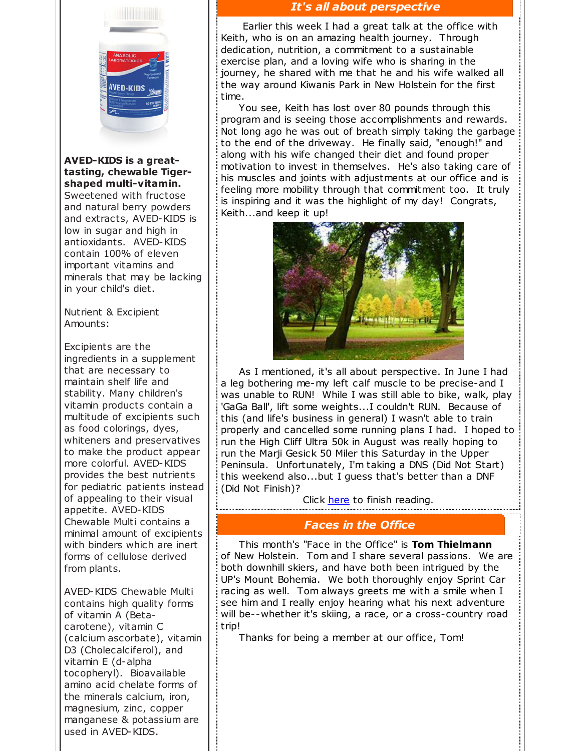**AVED-KIDS is a great-tasting, chewable Tiger-shaped multi-vitamin.** Sweetened with fructose and natural berry powders and extracts, AVED-KIDS is low in sugar and high in antioxidants. AVED-KIDS contain 100% of eleven important vitamins and minerals that may be lacking in your child's diet.

Nutrient & Excipient Amounts:

Excipients are the ingredients in a supplement that are necessary to maintain shelf life and stability. Many children's vitamin products contain a multitude of excipients such as food colorings, dyes, whiteners and preservatives to make the product appear more colorful. AVED-KIDS provides the best nutrients for pediatric patients instead of appealing to their visual appetite. AVED-KIDS Chewable Multi contains a minimal amount of excipients with binders which are inert forms of cellulose derived from plants.

AVED-KIDS Chewable Multi contains high quality forms of vitamin A (Beta-carotene), vitamin C (calcium ascorbate), vitamin D3 (Cholecalciferol), and vitamin E (d-alpha tocopheryl). Bioavailable amino acid chelate forms of the minerals calcium, iron, magnesium, zinc, copper manganese & potassium are used in AVED-KIDS.

## *It's all about perspective*

Earlier this week I had a great talk at the office with Keith, who is on an amazing health journey. Through dedication, nutrition, a commitment to a sustainable exercise plan, and a loving wife who is sharing in the journey, he shared with me that he and his wife walked all the way around Kiwanis Park in New Holstein for the first time.

You see, Keith has lost over 80 pounds through this program and is seeing those accomplishments and rewards. Not long ago he was out of breath simply taking the garbage to the end of the driveway. He finally said, "enough!" and along with his wife changed their diet and found proper motivation to invest in themselves. He's also taking care of his muscles and joints with adjustments at our office and is feeling more mobility through that commitment too. It truly is inspiring and it was the highlight of my day! Congrats, Keith...and keep it up!

As I mentioned, it's all about perspective. In June I had a leg bothering me-my left calf muscle to be precise-and I was unable to RUN! While I was still able to bike, walk, play 'GaGa Ball', lift some weights...I couldn't RUN. Because of this (and life's business in general) I wasn't able to train properly and cancelled some running plans I had. I hoped to run the High Cliff Ultra 50k in August was really hoping to run the Marji Gesick 50 Miler this Saturday in the Upper Peninsula. Unfortunately, I'm taking a DNS (Did Not Start) this weekend also...but I guess that's better than a DNF (Did Not Finish)?

Click here to finish reading.

## *Faces in the Office*

This month's "Face in the Office" is **Tom Thielmann** of New Holstein. Tom and I share several passions. We are both downhill skiers, and have both been intrigued by the UP's Mount Bohemia. We both thoroughly enjoy Sprint Car racing as well. Tom always greets me with a smile when I see him and I really enjoy hearing what his next adventure will be--whether it's skiing, a race, or a cross-country road trip!

Thanks for being a member at our office, Tom!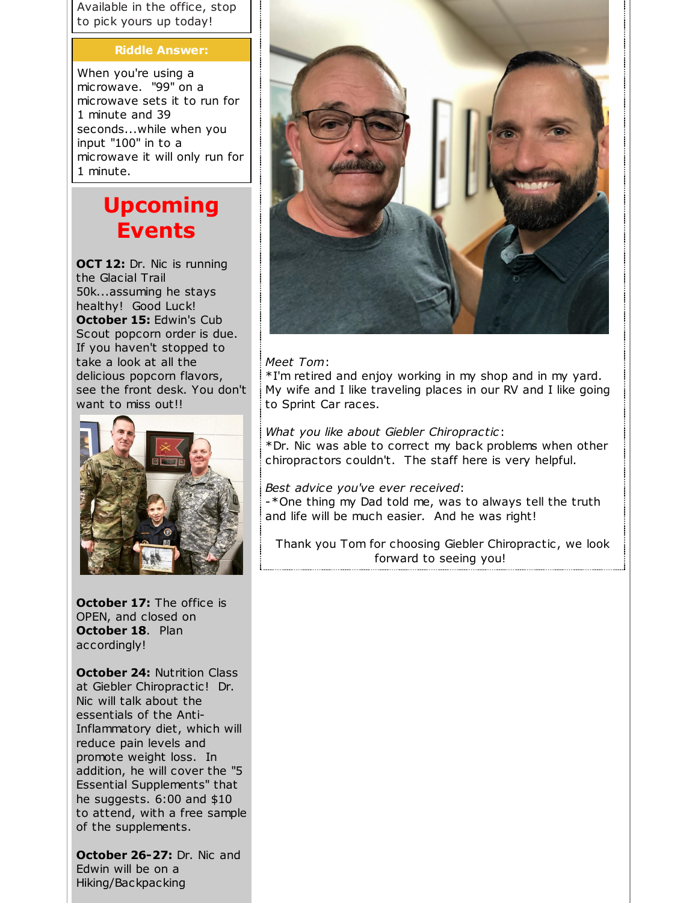Available in the office, stop to pick yours up today!

**Riddle Answer:**

When you're using a microwave. "99" on a microwave sets it to run for 1 minute and 39 seconds...while when you input "100" in to a microwave it will only run for 1 minute.

# Upcoming Events

**OCT 12:** Dr. Nic is running the Glacial Trail 50k...assuming he stays healthy! Good Luck!
**October 15:** Edwin's Cub Scout popcorn order is due. If you haven't stopped to take a look at all the delicious popcorn flavors, see the front desk. You don't want to miss out!!

**October 17:** The office is OPEN, and closed on **October 18**. Plan accordingly!

**October 24:** Nutrition Class at Giebler Chiropractic! Dr. Nic will talk about the essentials of the Anti-Inflammatory diet, which will reduce pain levels and promote weight loss. In addition, he will cover the "5 Essential Supplements" that he suggests. 6:00 and $10 to attend, with a free sample of the supplements.

**October 26-27:** Dr. Nic and Edwin will be on a Hiking/Backpacking

*Meet Tom*:
*I'm retired and enjoy working in my shop and in my yard. My wife and I like traveling places in our RV and I like going to Sprint Car races.

*What you like about Giebler Chiropractic*:
*Dr. Nic was able to correct my back problems when other chiropractors couldn't. The staff here is very helpful.

*Best advice you've ever received*:
-*One thing my Dad told me, was to always tell the truth and life will be much easier. And he was right!

Thank you Tom for choosing Giebler Chiropractic, we look forward to seeing you!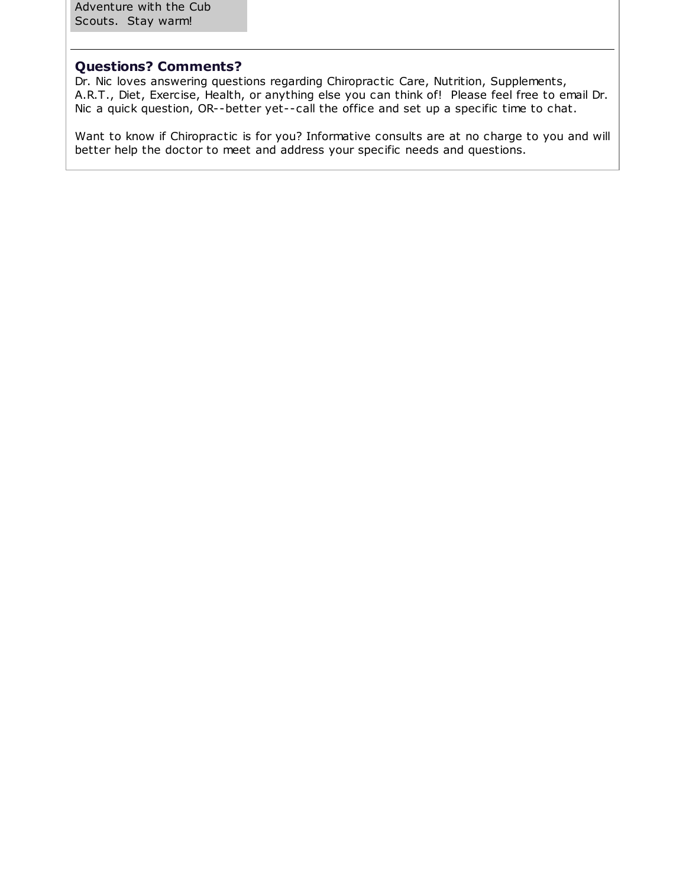Adventure with the Cub Scouts. Stay warm!

---

### Questions? Comments?

Dr. Nic loves answering questions regarding Chiropractic Care, Nutrition, Supplements, A.R.T., Diet, Exercise, Health, or anything else you can think of! Please feel free to email Dr. Nic a quick question, OR--better yet--call the office and set up a specific time to chat.

Want to know if Chiropractic is for you? Informative consults are at no charge to you and will better help the doctor to meet and address your specific needs and questions.